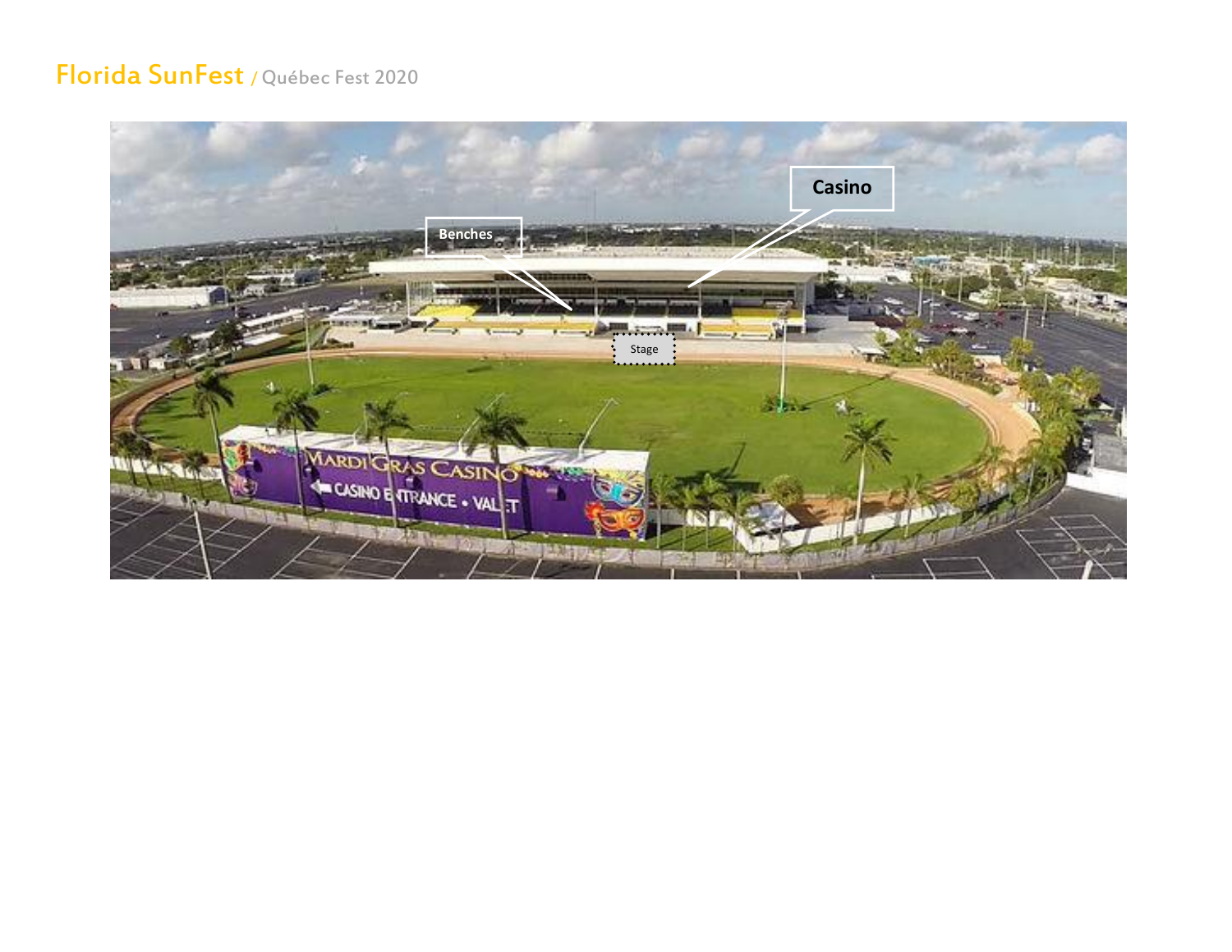# Florida SunFest / Québec Fest 2020

Casino

Benches

Stage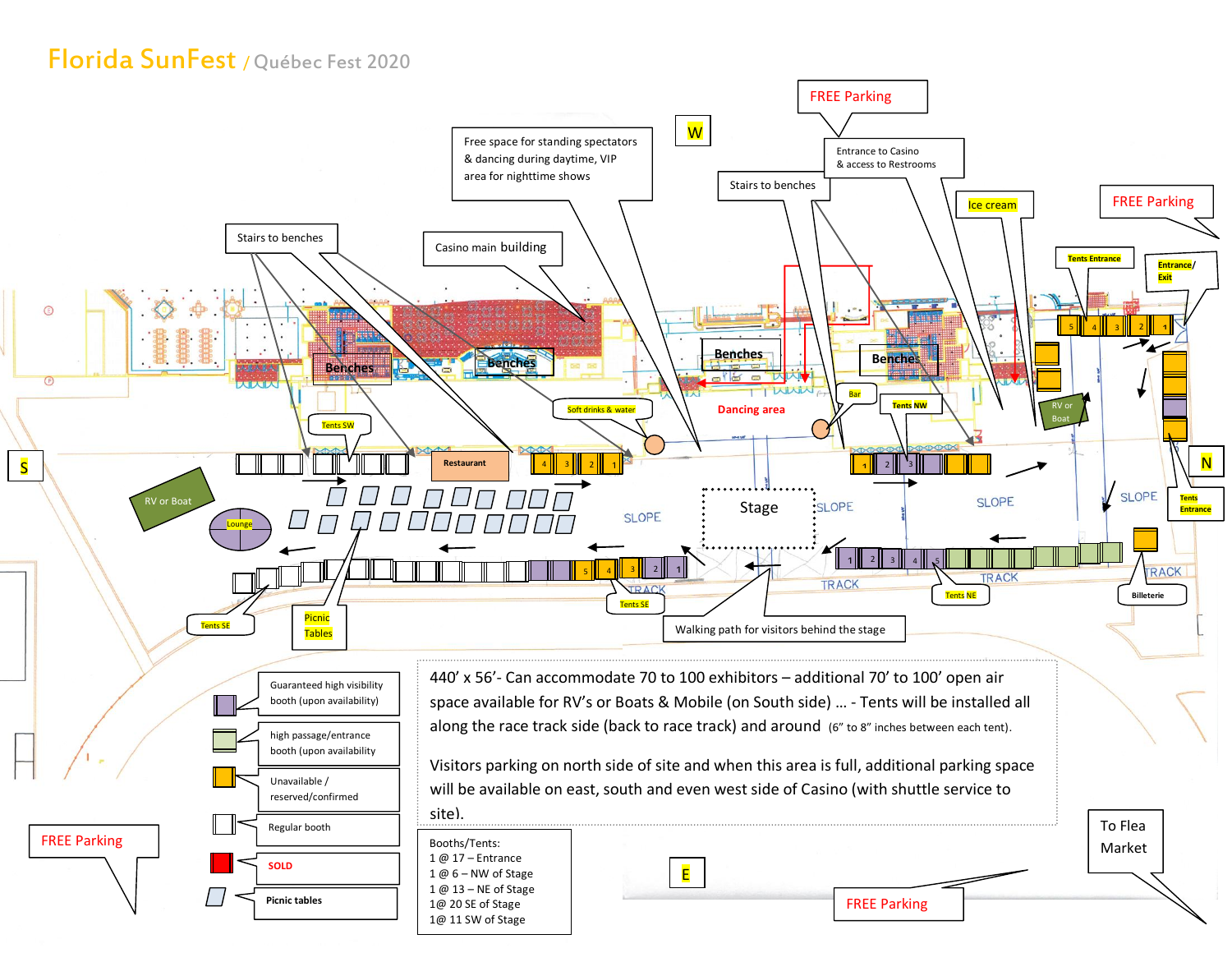# Florida SunFest / Québec Fest 2020

FREE Parking

W

Free space for standing spectators & dancing during daytime, VIP area for nighttime shows

Entrance to Casino & access to Restrooms

Stairs to benches

Ice cream

FREE Parking

Stairs to benches

Casino main building

Tents Entrance

Entrance/ Exit

Benches

Benches

Benches

Benches

Soft drinks & water

Dancing area

Bar

Tents NW

RV or Boat

Tents SW

S

Restaurant

N

RV or Boat

Lounge

Stage

SLOPE

SLOPE

SLOPE

SLOPE

Tents Entrance

TRACK

TRACK

TRACK

TRACK

Tents SE

Tents SE

Tents NE

Billeterie

Picnic Tables

Walking path for visitors behind the stage

- Guaranteed high visibility booth (upon availability)
- high passage/entrance booth (upon availability
- Unavailable / reserved/confirmed
- Regular booth
- SOLD
- Picnic tables

440' x 56'- Can accommodate 70 to 100 exhibitors – additional 70' to 100' open air space available for RV's or Boats & Mobile (on South side) … - Tents will be installed all along the race track side (back to race track) and around (6" to 8" inches between each tent).

Visitors parking on north side of site and when this area is full, additional parking space will be available on east, south and even west side of Casino (with shuttle service to site).

FREE Parking

Booths/Tents:
1 @ 17 – Entrance
1 @ 6 – NW of Stage
1 @ 13 – NE of Stage
1@ 20 SE of Stage
1@ 11 SW of Stage

E

FREE Parking

To Flea Market